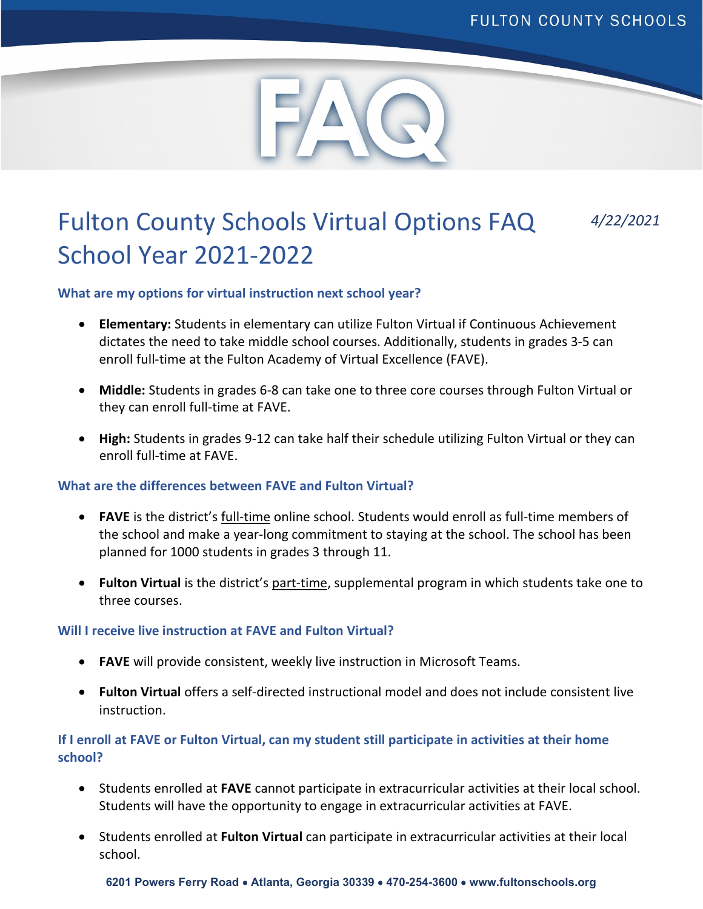# Fulton County Schools Virtual Options FAQ School Year 2021-2022

*4/22/2021*

### What are my options for virtual instruction next school year?

- **Elementary:** Students in elementary can utilize Fulton Virtual if Continuous Achievement dictates the need to take middle school courses. Additionally, students in grades 3-5 can enroll full-time at the Fulton Academy of Virtual Excellence (FAVE).
- **Middle:** Students in grades 6-8 can take one to three core courses through Fulton Virtual or they can enroll full-time at FAVE.
- **High:** Students in grades 9-12 can take half their schedule utilizing Fulton Virtual or they can enroll full-time at FAVE.

### What are the differences between FAVE and Fulton Virtual?

- **FAVE** is the district's <u>full-time</u> online school. Students would enroll as full-time members of the school and make a year-long commitment to staying at the school. The school has been planned for 1000 students in grades 3 through 11.
- **Fulton Virtual** is the district's <u>part-time</u>, supplemental program in which students take one to three courses.

### Will I receive live instruction at FAVE and Fulton Virtual?

- **FAVE** will provide consistent, weekly live instruction in Microsoft Teams.
- **Fulton Virtual** offers a self-directed instructional model and does not include consistent live instruction.

### If I enroll at FAVE or Fulton Virtual, can my student still participate in activities at their home school?

- Students enrolled at **FAVE** cannot participate in extracurricular activities at their local school. Students will have the opportunity to engage in extracurricular activities at FAVE.
- Students enrolled at **Fulton Virtual** can participate in extracurricular activities at their local school.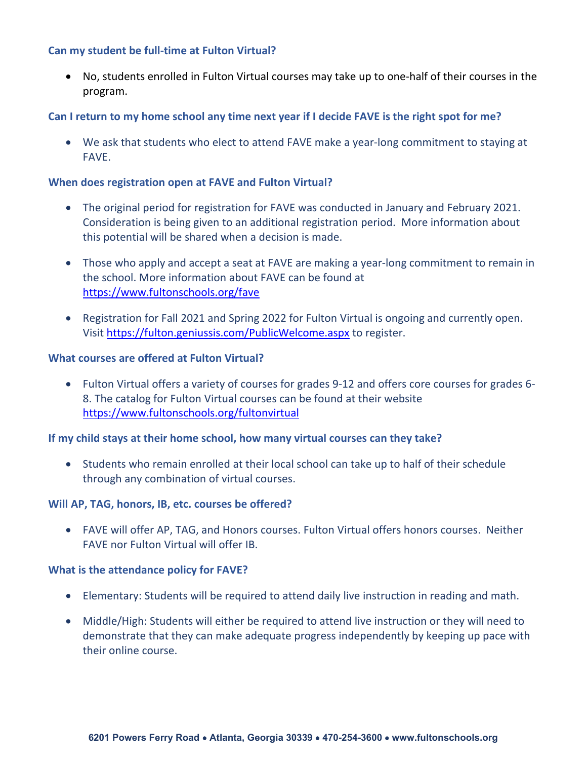### Can my student be full-time at Fulton Virtual?

- No, students enrolled in Fulton Virtual courses may take up to one-half of their courses in the program.

### Can I return to my home school any time next year if I decide FAVE is the right spot for me?

- We ask that students who elect to attend FAVE make a year-long commitment to staying at FAVE.

### When does registration open at FAVE and Fulton Virtual?

- The original period for registration for FAVE was conducted in January and February 2021. Consideration is being given to an additional registration period. More information about this potential will be shared when a decision is made.

- Those who apply and accept a seat at FAVE are making a year-long commitment to remain in the school. More information about FAVE can be found at https://www.fultonschools.org/fave

- Registration for Fall 2021 and Spring 2022 for Fulton Virtual is ongoing and currently open. Visit https://fulton.geniussis.com/PublicWelcome.aspx to register.

### What courses are offered at Fulton Virtual?

- Fulton Virtual offers a variety of courses for grades 9-12 and offers core courses for grades 6-8. The catalog for Fulton Virtual courses can be found at their website https://www.fultonschools.org/fultonvirtual

### If my child stays at their home school, how many virtual courses can they take?

- Students who remain enrolled at their local school can take up to half of their schedule through any combination of virtual courses.

### Will AP, TAG, honors, IB, etc. courses be offered?

- FAVE will offer AP, TAG, and Honors courses. Fulton Virtual offers honors courses. Neither FAVE nor Fulton Virtual will offer IB.

### What is the attendance policy for FAVE?

- Elementary: Students will be required to attend daily live instruction in reading and math.

- Middle/High: Students will either be required to attend live instruction or they will need to demonstrate that they can make adequate progress independently by keeping up pace with their online course.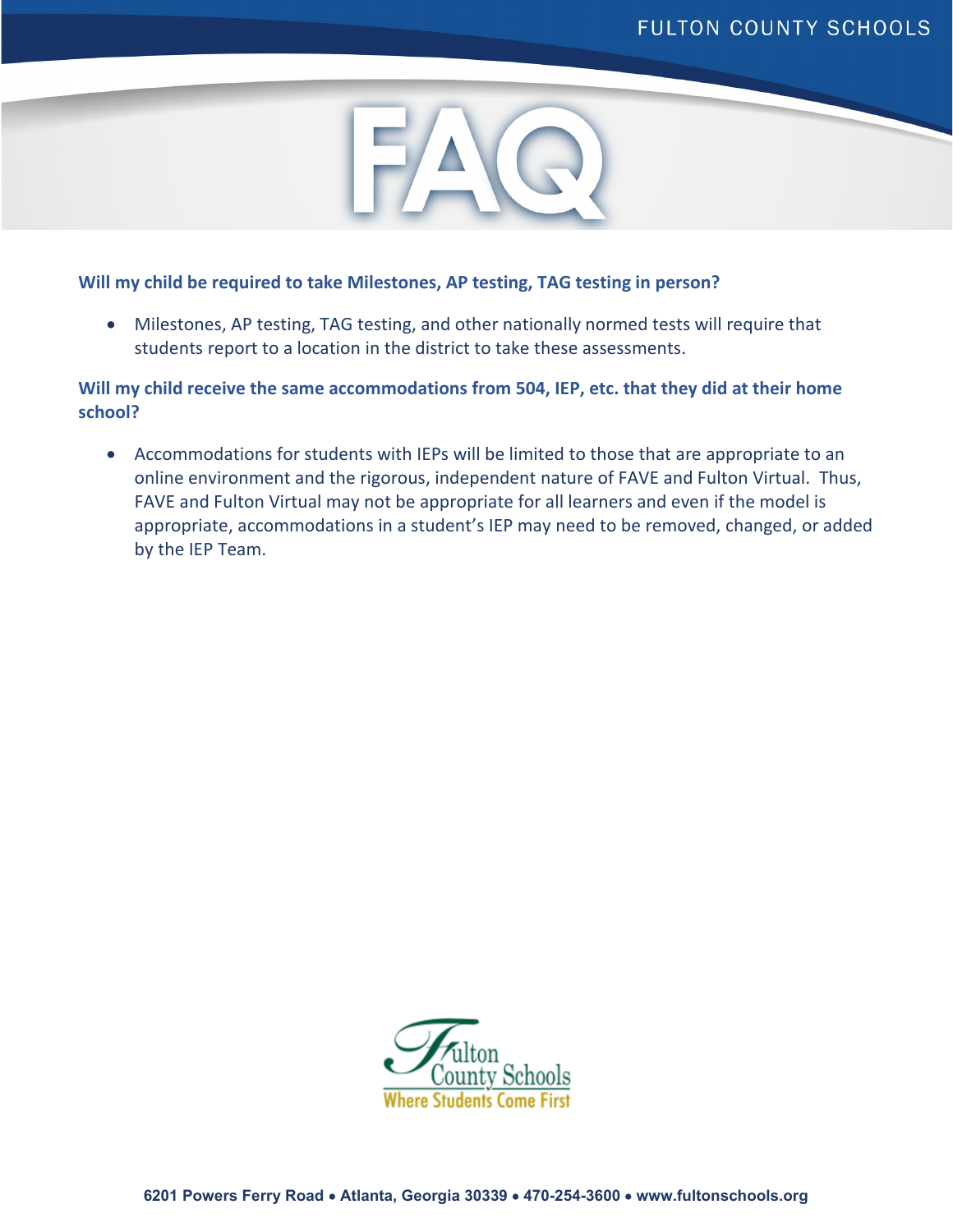**Will my child be required to take Milestones, AP testing, TAG testing in person?**

- Milestones, AP testing, TAG testing, and other nationally normed tests will require that students report to a location in the district to take these assessments.

**Will my child receive the same accommodations from 504, IEP, etc. that they did at their home school?**

- Accommodations for students with IEPs will be limited to those that are appropriate to an online environment and the rigorous, independent nature of FAVE and Fulton Virtual. Thus, FAVE and Fulton Virtual may not be appropriate for all learners and even if the model is appropriate, accommodations in a student's IEP may need to be removed, changed, or added by the IEP Team.